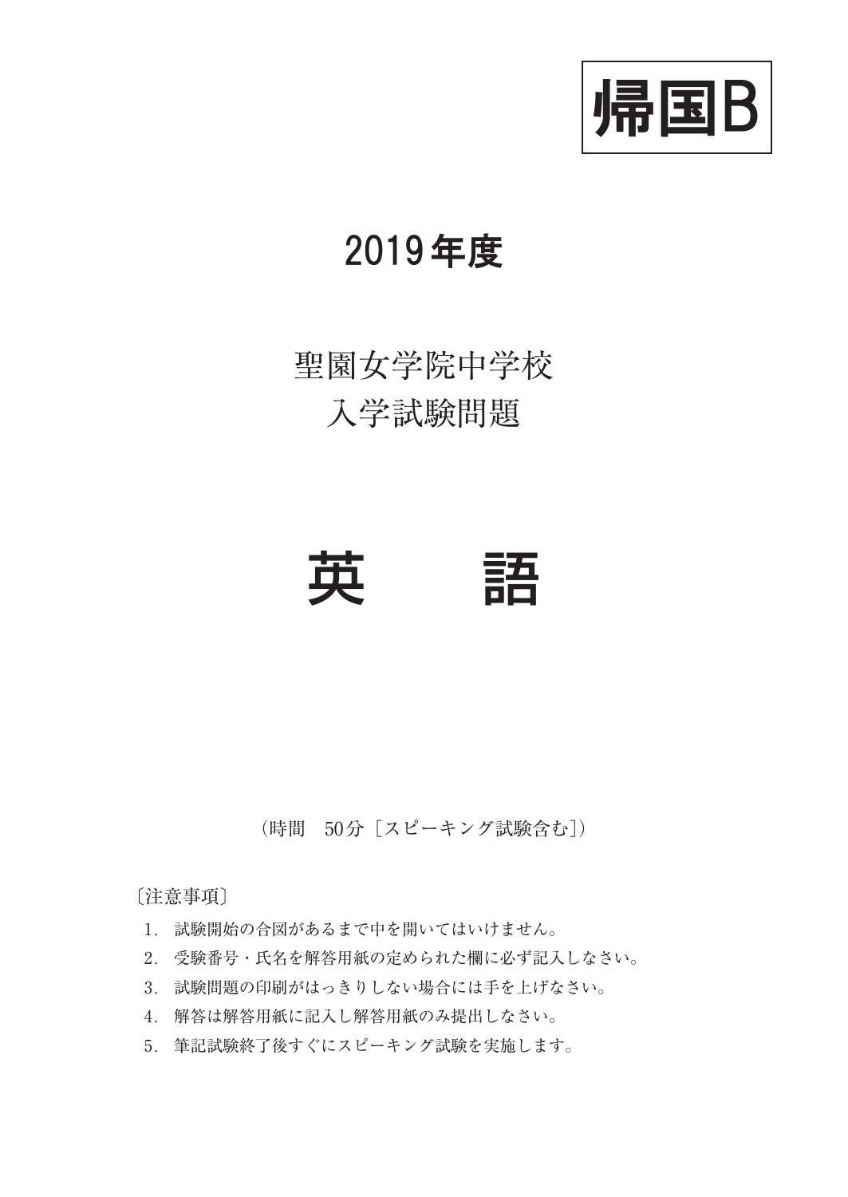**帰国B**

# 2019年度

## 聖園女学院中学校
## 入学試験問題

# 英　語

（時間　50分［スピーキング試験含む］）

〔注意事項〕

1. 試験開始の合図があるまで中を開いてはいけません。
2. 受験番号・氏名を解答用紙の定められた欄に必ず記入しなさい。
3. 試験問題の印刷がはっきりしない場合には手を上げなさい。
4. 解答は解答用紙に記入し解答用紙のみ提出しなさい。
5. 筆記試験終了後すぐにスピーキング試験を実施します。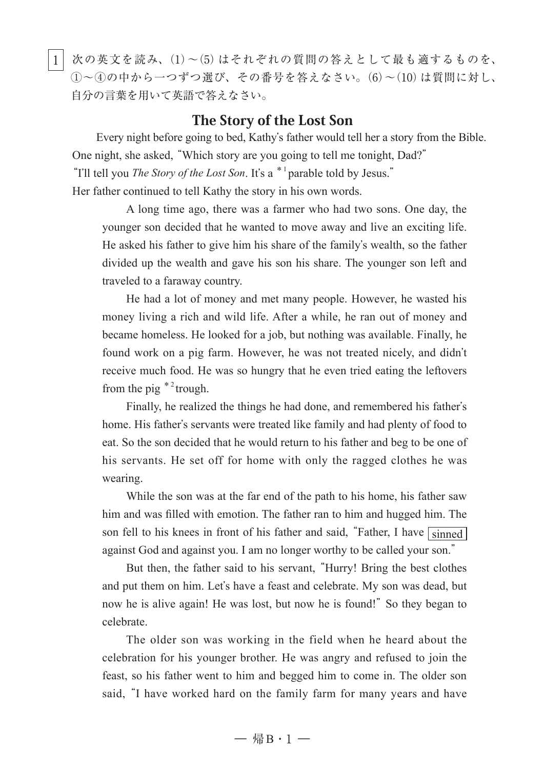1 次の英文を読み、(1)～(5) はそれぞれの質問の答えとして最も適するものを、①～④の中から一つずつ選び、その番号を答えなさい。(6)～(10) は質問に対し、自分の言葉を用いて英語で答えなさい。

## The Story of the Lost Son

Every night before going to bed, Kathy's father would tell her a story from the Bible. One night, she asked, "Which story are you going to tell me tonight, Dad?"
"I'll tell you *The Story of the Lost Son*. It's a *1 parable told by Jesus."
Her father continued to tell Kathy the story in his own words.

A long time ago, there was a farmer who had two sons. One day, the younger son decided that he wanted to move away and live an exciting life. He asked his father to give him his share of the family's wealth, so the father divided up the wealth and gave his son his share. The younger son left and traveled to a faraway country.

He had a lot of money and met many people. However, he wasted his money living a rich and wild life. After a while, he ran out of money and became homeless. He looked for a job, but nothing was available. Finally, he found work on a pig farm. However, he was not treated nicely, and didn't receive much food. He was so hungry that he even tried eating the leftovers from the pig *2 trough.

Finally, he realized the things he had done, and remembered his father's home. His father's servants were treated like family and had plenty of food to eat. So the son decided that he would return to his father and beg to be one of his servants. He set off for home with only the ragged clothes he was wearing.

While the son was at the far end of the path to his home, his father saw him and was filled with emotion. The father ran to him and hugged him. The son fell to his knees in front of his father and said, "Father, I have sinned against God and against you. I am no longer worthy to be called your son."

But then, the father said to his servant, "Hurry! Bring the best clothes and put them on him. Let's have a feast and celebrate. My son was dead, but now he is alive again! He was lost, but now he is found!" So they began to celebrate.

The older son was working in the field when he heard about the celebration for his younger brother. He was angry and refused to join the feast, so his father went to him and begged him to come in. The older son said, "I have worked hard on the family farm for many years and have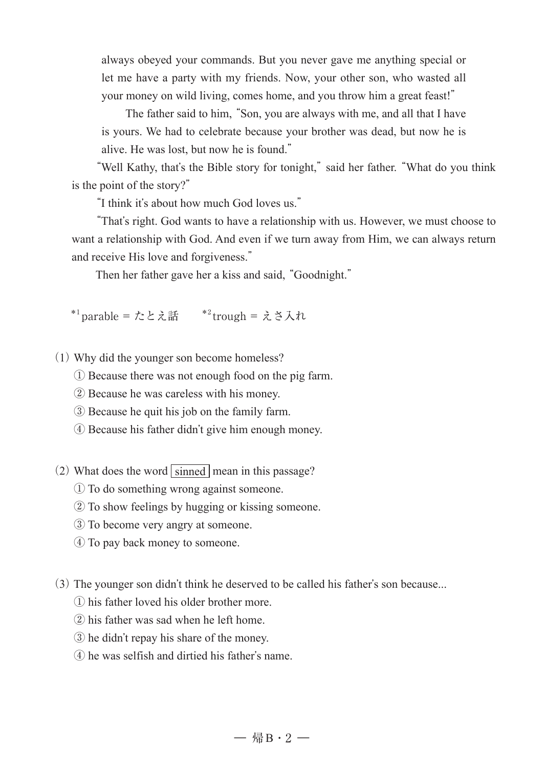always obeyed your commands. But you never gave me anything special or let me have a party with my friends. Now, your other son, who wasted all your money on wild living, comes home, and you throw him a great feast!"

The father said to him, "Son, you are always with me, and all that I have is yours. We had to celebrate because your brother was dead, but now he is alive. He was lost, but now he is found."

"Well Kathy, that's the Bible story for tonight," said her father. "What do you think is the point of the story?"

"I think it's about how much God loves us."

"That's right. God wants to have a relationship with us. However, we must choose to want a relationship with God. And even if we turn away from Him, we can always return and receive His love and forgiveness."

Then her father gave her a kiss and said, "Goodnight."

*1 parable = たとえ話　　*2 trough = えさ入れ

(1) Why did the younger son become homeless?
① Because there was not enough food on the pig farm.
② Because he was careless with his money.
③ Because he quit his job on the family farm.
④ Because his father didn't give him enough money.

(2) What does the word sinned mean in this passage?
① To do something wrong against someone.
② To show feelings by hugging or kissing someone.
③ To become very angry at someone.
④ To pay back money to someone.

(3) The younger son didn't think he deserved to be called his father's son because...
① his father loved his older brother more.
② his father was sad when he left home.
③ he didn't repay his share of the money.
④ he was selfish and dirtied his father's name.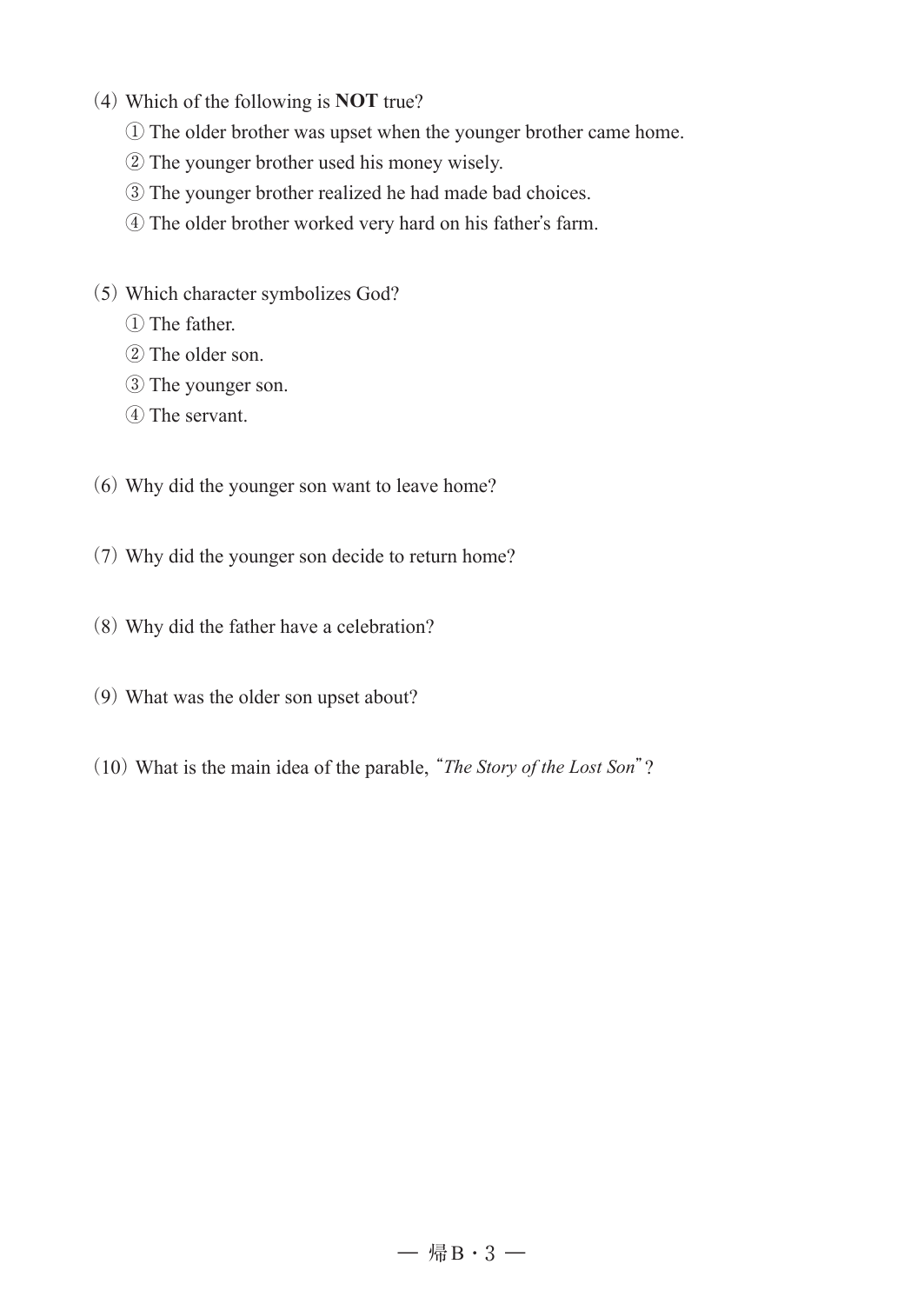(4) Which of the following is **NOT** true?

① The older brother was upset when the younger brother came home.

② The younger brother used his money wisely.

③ The younger brother realized he had made bad choices.

④ The older brother worked very hard on his father's farm.

(5) Which character symbolizes God?

① The father.

② The older son.

③ The younger son.

④ The servant.

(6) Why did the younger son want to leave home?

(7) Why did the younger son decide to return home?

(8) Why did the father have a celebration?

(9) What was the older son upset about?

(10) What is the main idea of the parable, "*The Story of the Lost Son*"?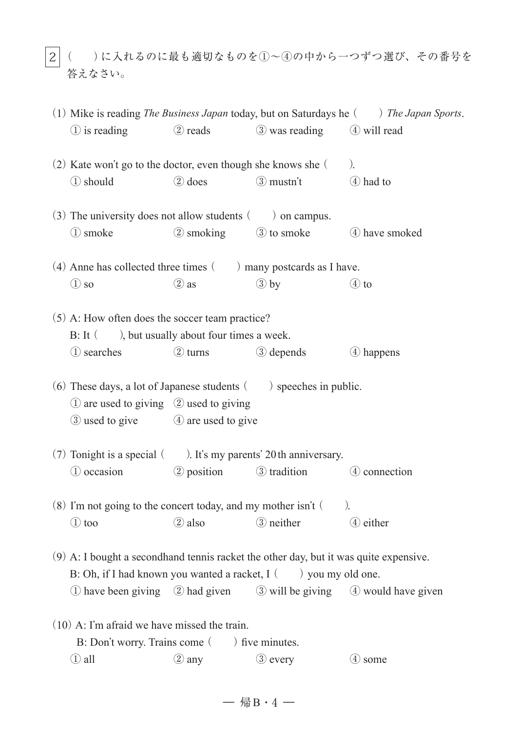2　(　　)に入れるのに最も適切なものを①～④の中から一つずつ選び、その番号を答えなさい。

(1) Mike is reading *The Business Japan* today, but on Saturdays he (　　) *The Japan Sports*.
① is reading　　② reads　　③ was reading　　④ will read

(2) Kate won't go to the doctor, even though she knows she (　　).
① should　　② does　　③ mustn't　　④ had to

(3) The university does not allow students (　　) on campus.
① smoke　　② smoking　　③ to smoke　　④ have smoked

(4) Anne has collected three times (　　) many postcards as I have.
① so　　② as　　③ by　　④ to

(5) A: How often does the soccer team practice?
B: It (　　), but usually about four times a week.
① searches　　② turns　　③ depends　　④ happens

(6) These days, a lot of Japanese students (　　) speeches in public.
① are used to giving　　② used to giving
③ used to give　　④ are used to give

(7) Tonight is a special (　　). It's my parents' 20th anniversary.
① occasion　　② position　　③ tradition　　④ connection

(8) I'm not going to the concert today, and my mother isn't (　　).
① too　　② also　　③ neither　　④ either

(9) A: I bought a secondhand tennis racket the other day, but it was quite expensive.
B: Oh, if I had known you wanted a racket, I (　　) you my old one.
① have been giving　　② had given　　③ will be giving　　④ would have given

(10) A: I'm afraid we have missed the train.
B: Don't worry. Trains come (　　) five minutes.
① all　　② any　　③ every　　④ some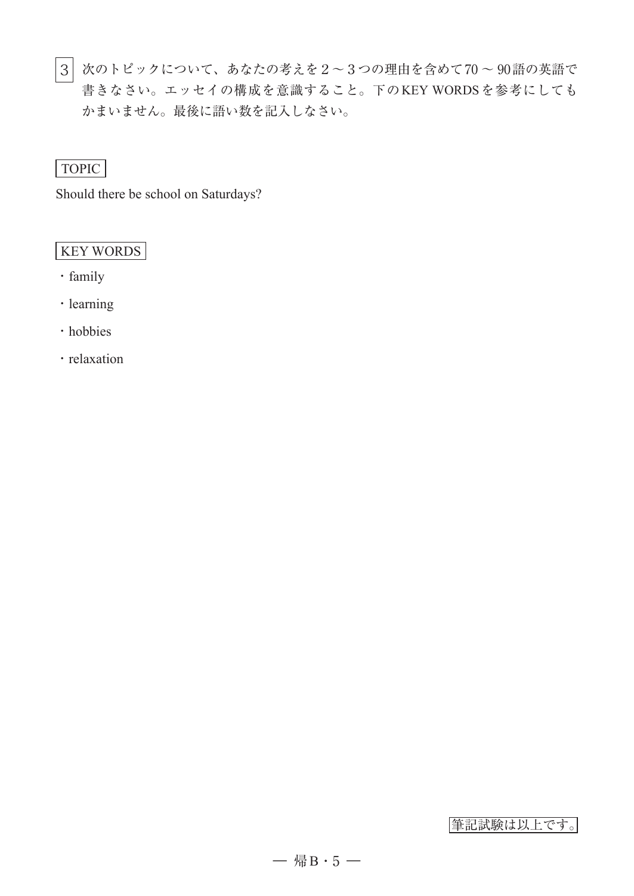3 次のトピックについて、あなたの考えを２～３つの理由を含めて70～90語の英語で書きなさい。エッセイの構成を意識すること。下のKEY WORDSを参考にしてもかまいません。最後に語い数を記入しなさい。

**TOPIC**

Should there be school on Saturdays?

**KEY WORDS**

- family
- learning
- hobbies
- relaxation

筆記試験は以上です。